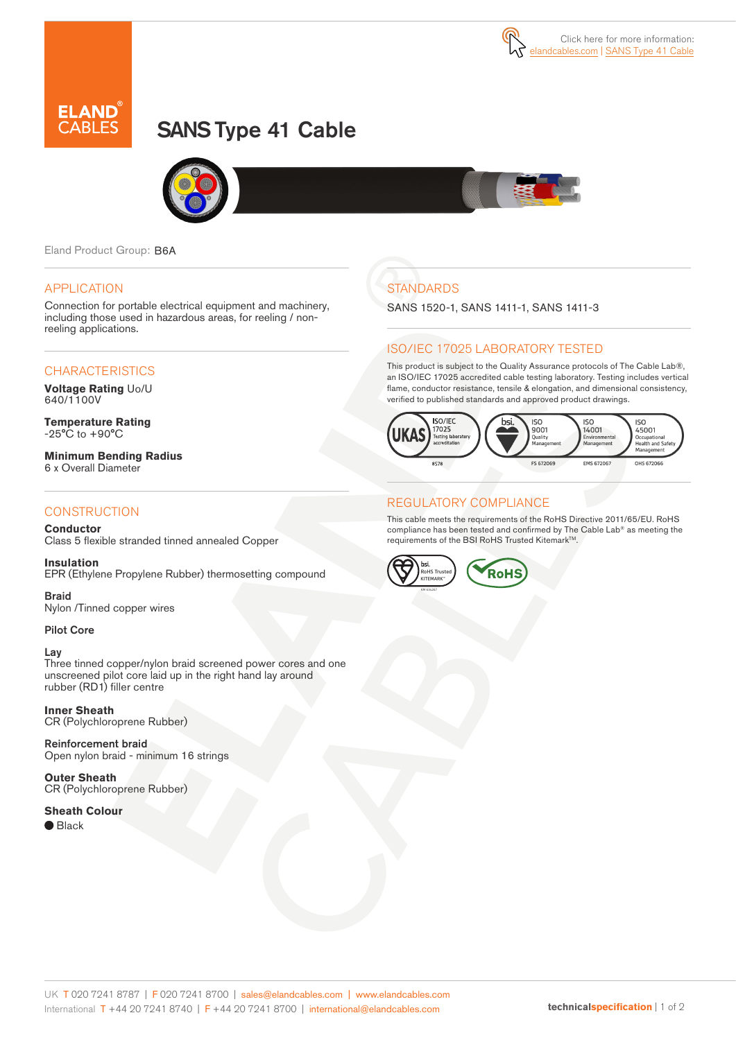Click here for more information: elandcables.com | SANS Type 41 Cable

# SANS Type 41 Cable

Eland Product Group: B6A

## APPLICATION

Connection for portable electrical equipment and machinery, including those used in hazardous areas, for reeling / non-reeling applications.

## CHARACTERISTICS

**Voltage Rating** Uo/U
640/1100V

**Temperature Rating**
-25°C to +90°C

**Minimum Bending Radius**
6 x Overall Diameter

## CONSTRUCTION

**Conductor**
Class 5 flexible stranded tinned annealed Copper

**Insulation**
EPR (Ethylene Propylene Rubber) thermosetting compound

**Braid**
Nylon /Tinned copper wires

**Pilot Core**

**Lay**
Three tinned copper/nylon braid screened power cores and one unscreened pilot core laid up in the right hand lay around rubber (RD1) filler centre

**Inner Sheath**
CR (Polychloroprene Rubber)

**Reinforcement braid**
Open nylon braid - minimum 16 strings

**Outer Sheath**
CR (Polychloroprene Rubber)

**Sheath Colour**
● Black

## STANDARDS

SANS 1520-1, SANS 1411-1, SANS 1411-3

## ISO/IEC 17025 LABORATORY TESTED

This product is subject to the Quality Assurance protocols of The Cable Lab®, an ISO/IEC 17025 accredited cable testing laboratory. Testing includes vertical flame, conductor resistance, tensile & elongation, and dimensional consistency, verified to published standards and approved product drawings.

UKAS ISO/IEC 17025 Testing laboratory accreditation 8578 | bsi. ISO 9001 Quality Management FS 672069 | ISO 14001 Environmental Management EMS 672067 | ISO 45001 Occupational Health and Safety Management OHS 672066

## REGULATORY COMPLIANCE

This cable meets the requirements of the RoHS Directive 2011/65/EU. RoHS compliance has been tested and confirmed by The Cable Lab® as meeting the requirements of the BSI RoHS Trusted Kitemark™.

bsi. RoHS Trusted KITEMARK™ | RoHS

UK T 020 7241 8787 | F 020 7241 8700 | sales@elandcables.com | www.elandcables.com
International T +44 20 7241 8740 | F +44 20 7241 8700 | international@elandcables.com

technicalspecification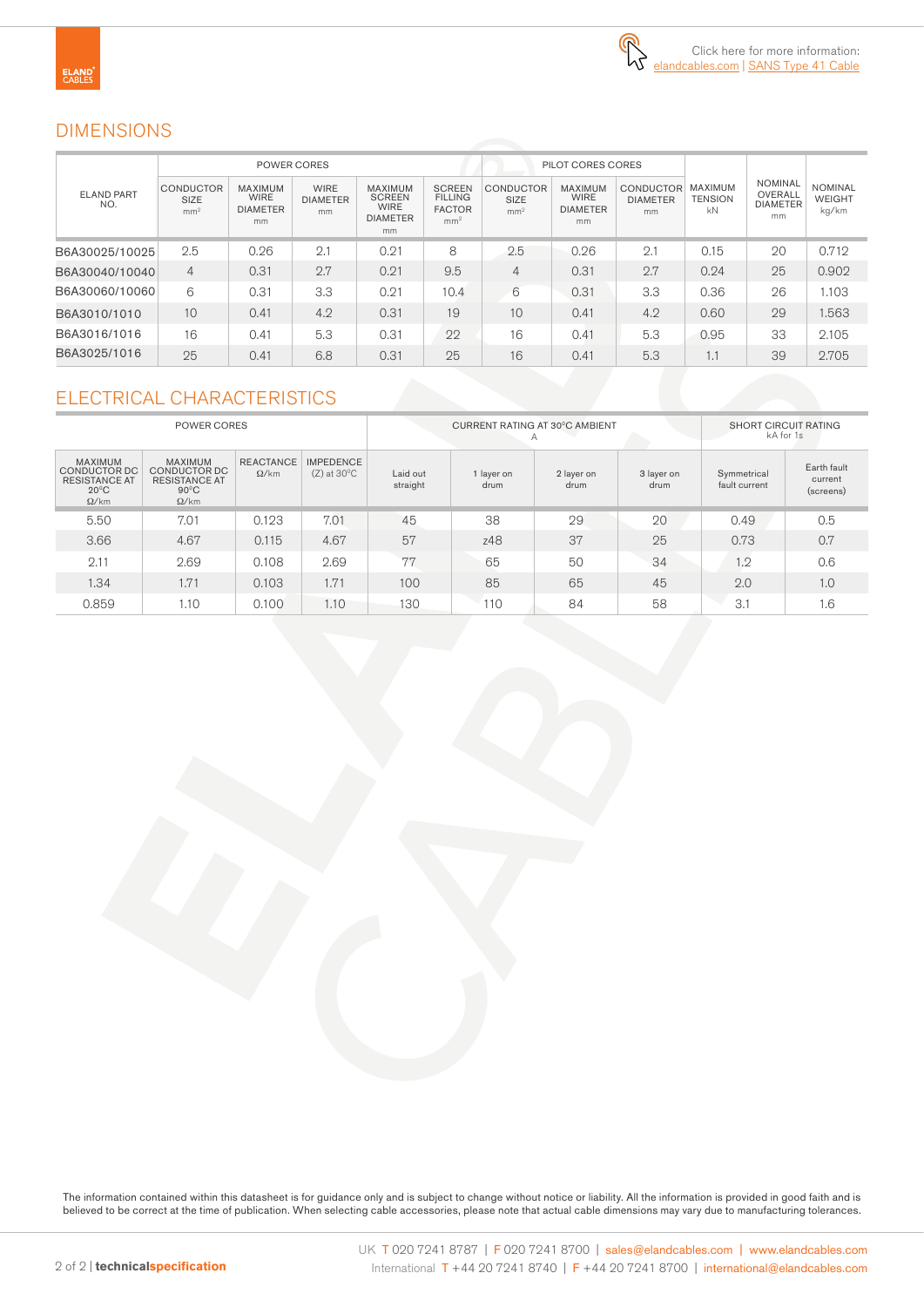Click here for more information: elandcables.com | SANS Type 41 Cable

## DIMENSIONS

| ELAND PART NO. | POWER CORES | | | | | PILOT CORES CORES | | | MAXIMUM TENSION kN | NOMINAL OVERALL DIAMETER mm | NOMINAL WEIGHT kg/km |
|---|---|---|---|---|---|---|---|---|---|---|---|
| | CONDUCTOR SIZE mm² | MAXIMUM WIRE DIAMETER mm | WIRE DIAMETER mm | MAXIMUM SCREEN WIRE DIAMETER mm | SCREEN FILLING FACTOR mm² | CONDUCTOR SIZE mm² | MAXIMUM WIRE DIAMETER mm | CONDUCTOR DIAMETER mm | | | |
| B6A30025/10025 | 2.5 | 0.26 | 2.1 | 0.21 | 8 | 2.5 | 0.26 | 2.1 | 0.15 | 20 | 0.712 |
| B6A30040/10040 | 4 | 0.31 | 2.7 | 0.21 | 9.5 | 4 | 0.31 | 2.7 | 0.24 | 25 | 0.902 |
| B6A30060/10060 | 6 | 0.31 | 3.3 | 0.21 | 10.4 | 6 | 0.31 | 3.3 | 0.36 | 26 | 1.103 |
| B6A3010/1010 | 10 | 0.41 | 4.2 | 0.31 | 19 | 10 | 0.41 | 4.2 | 0.60 | 29 | 1.563 |
| B6A3016/1016 | 16 | 0.41 | 5.3 | 0.31 | 22 | 16 | 0.41 | 5.3 | 0.95 | 33 | 2.105 |
| B6A3025/1016 | 25 | 0.41 | 6.8 | 0.31 | 25 | 16 | 0.41 | 5.3 | 1.1 | 39 | 2.705 |

## ELECTRICAL CHARACTERISTICS

| POWER CORES | | | | CURRENT RATING AT 30°C AMBIENT A | | | | SHORT CIRCUIT RATING kA for 1s | |
|---|---|---|---|---|---|---|---|---|---|
| MAXIMUM CONDUCTOR DC RESISTANCE AT 20°C Ω/km | MAXIMUM CONDUCTOR DC RESISTANCE AT 90°C Ω/km | REACTANCE Ω/km | IMPEDENCE (Z) at 30°C | Laid out straight | 1 layer on drum | 2 layer on drum | 3 layer on drum | Symmetrical fault current | Earth fault current (screens) |
| 5.50 | 7.01 | 0.123 | 7.01 | 45 | 38 | 29 | 20 | 0.49 | 0.5 |
| 3.66 | 4.67 | 0.115 | 4.67 | 57 | z48 | 37 | 25 | 0.73 | 0.7 |
| 2.11 | 2.69 | 0.108 | 2.69 | 77 | 65 | 50 | 34 | 1.2 | 0.6 |
| 1.34 | 1.71 | 0.103 | 1.71 | 100 | 85 | 65 | 45 | 2.0 | 1.0 |
| 0.859 | 1.10 | 0.100 | 1.10 | 130 | 110 | 84 | 58 | 3.1 | 1.6 |

The information contained within this datasheet is for guidance only and is subject to change without notice or liability. All the information is provided in good faith and is believed to be correct at the time of publication. When selecting cable accessories, please note that actual cable dimensions may vary due to manufacturing tolerances.

UK T 020 7241 8787 | F 020 7241 8700 | sales@elandcables.com | www.elandcables.com
International T +44 20 7241 8740 | F +44 20 7241 8700 | international@elandcables.com